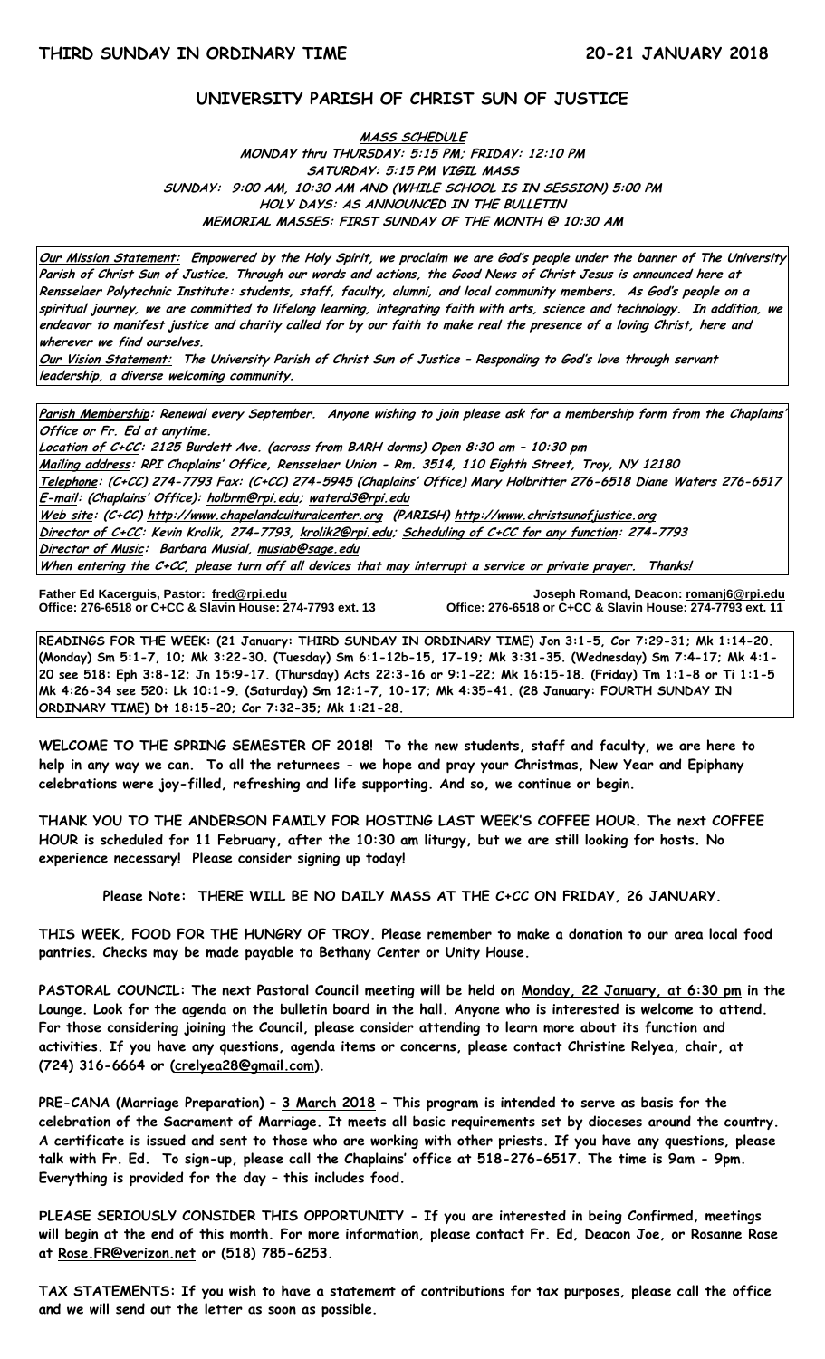**THIRD SUNDAY IN ORDINARY TIME** **20-21 JANUARY 2018**

# UNIVERSITY PARISH OF CHRIST SUN OF JUSTICE

**MASS SCHEDULE**

**MONDAY thru THURSDAY: 5:15 PM; FRIDAY: 12:10 PM**
**SATURDAY: 5:15 PM VIGIL MASS**
**SUNDAY: 9:00 AM, 10:30 AM AND (WHILE SCHOOL IS IN SESSION) 5:00 PM**
**HOLY DAYS: AS ANNOUNCED IN THE BULLETIN**
**MEMORIAL MASSES: FIRST SUNDAY OF THE MONTH @ 10:30 AM**

**Our Mission Statement: Empowered by the Holy Spirit, we proclaim we are God's people under the banner of The University Parish of Christ Sun of Justice. Through our words and actions, the Good News of Christ Jesus is announced here at Rensselaer Polytechnic Institute: students, staff, faculty, alumni, and local community members. As God's people on a spiritual journey, we are committed to lifelong learning, integrating faith with arts, science and technology. In addition, we endeavor to manifest justice and charity called for by our faith to make real the presence of a loving Christ, here and wherever we find ourselves.**

**Our Vision Statement: The University Parish of Christ Sun of Justice – Responding to God's love through servant leadership, a diverse welcoming community.**

**Parish Membership: Renewal every September. Anyone wishing to join please ask for a membership form from the Chaplains' Office or Fr. Ed at anytime.**

**Location of C+CC: 2125 Burdett Ave. (across from BARH dorms) Open 8:30 am – 10:30 pm**

**Mailing address: RPI Chaplains' Office, Rensselaer Union - Rm. 3514, 110 Eighth Street, Troy, NY 12180**

**Telephone: (C+CC) 274-7793 Fax: (C+CC) 274-5945 (Chaplains' Office) Mary Holbritter 276-6518 Diane Waters 276-6517**

**E-mail: (Chaplains' Office): holbrm@rpi.edu; waterd3@rpi.edu**

**Web site: (C+CC) http://www.chapelandculturalcenter.org (PARISH) http://www.christsunofjustice.org**

**Director of C+CC: Kevin Krolik, 274-7793, krolik2@rpi.edu; Scheduling of C+CC for any function: 274-7793**

**Director of Music: Barbara Musial, musiab@sage.edu**

**When entering the C+CC, please turn off all devices that may interrupt a service or private prayer. Thanks!**

**Father Ed Kacerguis, Pastor: fred@rpi.edu**
**Office: 276-6518 or C+CC & Slavin House: 274-7793 ext. 13**

**Joseph Romand, Deacon: romanj6@rpi.edu**
**Office: 276-6518 or C+CC & Slavin House: 274-7793 ext. 11**

**READINGS FOR THE WEEK: (21 January: THIRD SUNDAY IN ORDINARY TIME) Jon 3:1-5, Cor 7:29-31; Mk 1:14-20. (Monday) Sm 5:1-7, 10; Mk 3:22-30. (Tuesday) Sm 6:1-12b-15, 17-19; Mk 3:31-35. (Wednesday) Sm 7:4-17; Mk 4:1-20 see 518: Eph 3:8-12; Jn 15:9-17. (Thursday) Acts 22:3-16 or 9:1-22; Mk 16:15-18. (Friday) Tm 1:1-8 or Ti 1:1-5 Mk 4:26-34 see 520: Lk 10:1-9. (Saturday) Sm 12:1-7, 10-17; Mk 4:35-41. (28 January: FOURTH SUNDAY IN ORDINARY TIME) Dt 18:15-20; Cor 7:32-35; Mk 1:21-28.**

**WELCOME TO THE SPRING SEMESTER OF 2018! To the new students, staff and faculty, we are here to help in any way we can. To all the returnees - we hope and pray your Christmas, New Year and Epiphany celebrations were joy-filled, refreshing and life supporting. And so, we continue or begin.**

**THANK YOU TO THE ANDERSON FAMILY FOR HOSTING LAST WEEK'S COFFEE HOUR. The next COFFEE HOUR is scheduled for 11 February, after the 10:30 am liturgy, but we are still looking for hosts. No experience necessary! Please consider signing up today!**

**Please Note: THERE WILL BE NO DAILY MASS AT THE C+CC ON FRIDAY, 26 JANUARY.**

**THIS WEEK, FOOD FOR THE HUNGRY OF TROY. Please remember to make a donation to our area local food pantries. Checks may be made payable to Bethany Center or Unity House.**

**PASTORAL COUNCIL: The next Pastoral Council meeting will be held on Monday, 22 January, at 6:30 pm in the Lounge. Look for the agenda on the bulletin board in the hall. Anyone who is interested is welcome to attend. For those considering joining the Council, please consider attending to learn more about its function and activities. If you have any questions, agenda items or concerns, please contact Christine Relyea, chair, at (724) 316-6664 or (crelyea28@gmail.com).**

**PRE-CANA (Marriage Preparation) – 3 March 2018 – This program is intended to serve as basis for the celebration of the Sacrament of Marriage. It meets all basic requirements set by dioceses around the country. A certificate is issued and sent to those who are working with other priests. If you have any questions, please talk with Fr. Ed. To sign-up, please call the Chaplains' office at 518-276-6517. The time is 9am - 9pm. Everything is provided for the day – this includes food.**

**PLEASE SERIOUSLY CONSIDER THIS OPPORTUNITY - If you are interested in being Confirmed, meetings will begin at the end of this month. For more information, please contact Fr. Ed, Deacon Joe, or Rosanne Rose at Rose.FR@verizon.net or (518) 785-6253.**

**TAX STATEMENTS: If you wish to have a statement of contributions for tax purposes, please call the office and we will send out the letter as soon as possible.**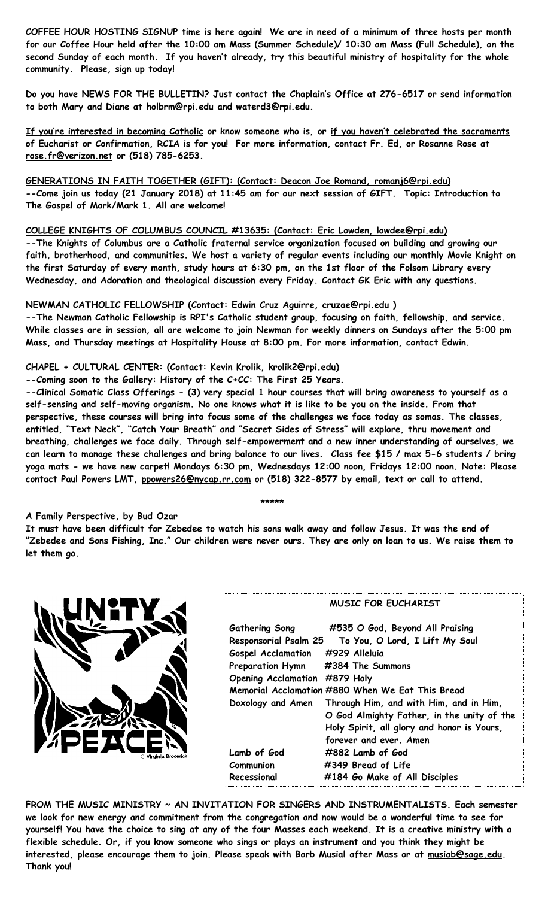**COFFEE HOUR HOSTING SIGNUP time is here again! We are in need of a minimum of three hosts per month for our Coffee Hour held after the 10:00 am Mass (Summer Schedule)/ 10:30 am Mass (Full Schedule), on the second Sunday of each month. If you haven't already, try this beautiful ministry of hospitality for the whole community. Please, sign up today!**

**Do you have NEWS FOR THE BULLETIN? Just contact the Chaplain's Office at 276-6517 or send information to both Mary and Diane at holbrm@rpi.edu and waterd3@rpi.edu.**

**If you're interested in becoming Catholic or know someone who is, or if you haven't celebrated the sacraments of Eucharist or Confirmation, RCIA is for you! For more information, contact Fr. Ed, or Rosanne Rose at rose.fr@verizon.net or (518) 785-6253.**

**GENERATIONS IN FAITH TOGETHER (GIFT): (Contact: Deacon Joe Romand, romanj6@rpi.edu)**
**--Come join us today (21 January 2018) at 11:45 am for our next session of GIFT. Topic: Introduction to The Gospel of Mark/Mark 1. All are welcome!**

**COLLEGE KNIGHTS OF COLUMBUS COUNCIL #13635: (Contact: Eric Lowden, lowdee@rpi.edu)**
**--The Knights of Columbus are a Catholic fraternal service organization focused on building and growing our faith, brotherhood, and communities. We host a variety of regular events including our monthly Movie Knight on the first Saturday of every month, study hours at 6:30 pm, on the 1st floor of the Folsom Library every Wednesday, and Adoration and theological discussion every Friday. Contact GK Eric with any questions.**

**NEWMAN CATHOLIC FELLOWSHIP (Contact: Edwin Cruz Aguirre, cruzae@rpi.edu )**
**--The Newman Catholic Fellowship is RPI's Catholic student group, focusing on faith, fellowship, and service. While classes are in session, all are welcome to join Newman for weekly dinners on Sundays after the 5:00 pm Mass, and Thursday meetings at Hospitality House at 8:00 pm. For more information, contact Edwin.**

**CHAPEL + CULTURAL CENTER: (Contact: Kevin Krolik, krolik2@rpi.edu)**
**--Coming soon to the Gallery: History of the C+CC: The First 25 Years.**
**--Clinical Somatic Class Offerings - (3) very special 1 hour courses that will bring awareness to yourself as a self-sensing and self-moving organism. No one knows what it is like to be you on the inside. From that perspective, these courses will bring into focus some of the challenges we face today as somas. The classes, entitled, "Text Neck", "Catch Your Breath" and "Secret Sides of Stress" will explore, thru movement and breathing, challenges we face daily. Through self-empowerment and a new inner understanding of ourselves, we can learn to manage these challenges and bring balance to our lives. Class fee $15 / max 5-6 students / bring yoga mats - we have new carpet! Mondays 6:30 pm, Wednesdays 12:00 noon, Fridays 12:00 noon. Note: Please contact Paul Powers LMT, ppowers26@nycap.rr.com or (518) 322-8577 by email, text or call to attend.**

*****

**A Family Perspective, by Bud Ozar**
**It must have been difficult for Zebedee to watch his sons walk away and follow Jesus. It was the end of "Zebedee and Sons Fishing, Inc." Our children were never ours. They are only on loan to us. We raise them to let them go.**

UNITY PEACE
© Virginia Broderick

**MUSIC FOR EUCHARIST**

| | |
|---|---|
| Gathering Song | #535 O God, Beyond All Praising |
| Responsorial Psalm 25 | To You, O Lord, I Lift My Soul |
| Gospel Acclamation | #929 Alleluia |
| Preparation Hymn | #384 The Summons |
| Opening Acclamation | #879 Holy |
| Memorial Acclamation | #880 When We Eat This Bread |
| Doxology and Amen | Through Him, and with Him, and in Him, O God Almighty Father, in the unity of the Holy Spirit, all glory and honor is Yours, forever and ever. Amen |
| Lamb of God | #882 Lamb of God |
| Communion | #349 Bread of Life |
| Recessional | #184 Go Make of All Disciples |

**FROM THE MUSIC MINISTRY ~ AN INVITATION FOR SINGERS AND INSTRUMENTALISTS. Each semester we look for new energy and commitment from the congregation and now would be a wonderful time to see for yourself! You have the choice to sing at any of the four Masses each weekend. It is a creative ministry with a flexible schedule. Or, if you know someone who sings or plays an instrument and you think they might be interested, please encourage them to join. Please speak with Barb Musial after Mass or at musiab@sage.edu. Thank you!**